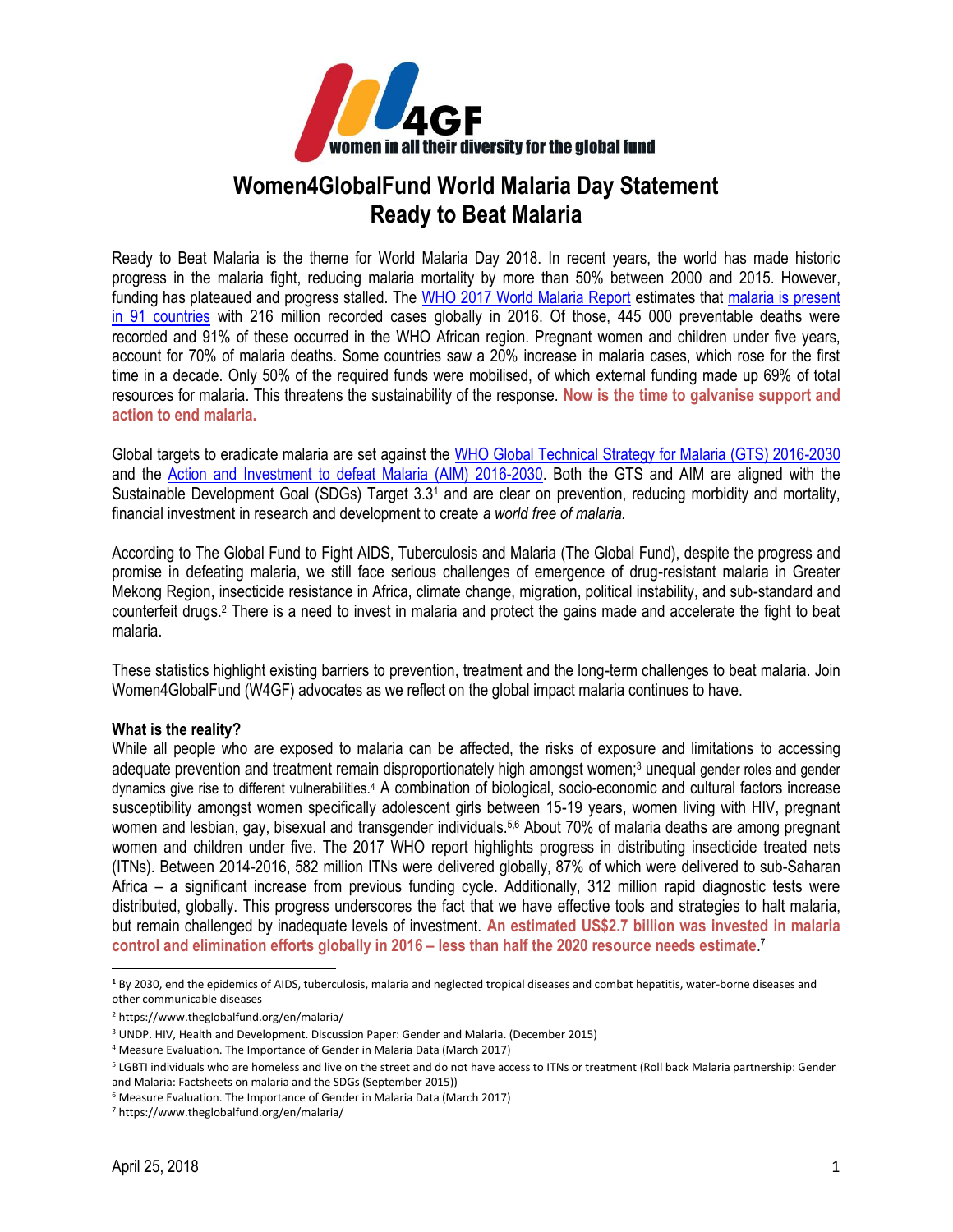# Women4GlobalFund World Malaria Day Statement
# Ready to Beat Malaria

Ready to Beat Malaria is the theme for World Malaria Day 2018. In recent years, the world has made historic progress in the malaria fight, reducing malaria mortality by more than 50% between 2000 and 2015. However, funding has plateaued and progress stalled. The [WHO 2017 World Malaria Report](#) estimates that [malaria is present in 91 countries](#) with 216 million recorded cases globally in 2016. Of those, 445 000 preventable deaths were recorded and 91% of these occurred in the WHO African region. Pregnant women and children under five years, account for 70% of malaria deaths. Some countries saw a 20% increase in malaria cases, which rose for the first time in a decade. Only 50% of the required funds were mobilised, of which external funding made up 69% of total resources for malaria. This threatens the sustainability of the response. **Now is the time to galvanise support and action to end malaria.**

Global targets to eradicate malaria are set against the [WHO Global Technical Strategy for Malaria (GTS) 2016-2030](#) and the [Action and Investment to defeat Malaria (AIM) 2016-2030](#). Both the GTS and AIM are aligned with the Sustainable Development Goal (SDGs) Target 3.3[1] and are clear on prevention, reducing morbidity and mortality, financial investment in research and development to create *a world free of malaria.*

According to The Global Fund to Fight AIDS, Tuberculosis and Malaria (The Global Fund), despite the progress and promise in defeating malaria, we still face serious challenges of emergence of drug-resistant malaria in Greater Mekong Region, insecticide resistance in Africa, climate change, migration, political instability, and sub-standard and counterfeit drugs.[2] There is a need to invest in malaria and protect the gains made and accelerate the fight to beat malaria.

These statistics highlight existing barriers to prevention, treatment and the long-term challenges to beat malaria. Join Women4GlobalFund (W4GF) advocates as we reflect on the global impact malaria continues to have.

**What is the reality?**

While all people who are exposed to malaria can be affected, the risks of exposure and limitations to accessing adequate prevention and treatment remain disproportionately high amongst women;[3] unequal gender roles and gender dynamics give rise to different vulnerabilities.[4] A combination of biological, socio-economic and cultural factors increase susceptibility amongst women specifically adolescent girls between 15-19 years, women living with HIV, pregnant women and lesbian, gay, bisexual and transgender individuals.[5,6] About 70% of malaria deaths are among pregnant women and children under five. The 2017 WHO report highlights progress in distributing insecticide treated nets (ITNs). Between 2014-2016, 582 million ITNs were delivered globally, 87% of which were delivered to sub-Saharan Africa – a significant increase from previous funding cycle. Additionally, 312 million rapid diagnostic tests were distributed, globally. This progress underscores the fact that we have effective tools and strategies to halt malaria, but remain challenged by inadequate levels of investment. **An estimated US$2.7 billion was invested in malaria control and elimination efforts globally in 2016 – less than half the 2020 resource needs estimate.**[7]

---

[1] By 2030, end the epidemics of AIDS, tuberculosis, malaria and neglected tropical diseases and combat hepatitis, water-borne diseases and other communicable diseases

[2] https://www.theglobalfund.org/en/malaria/

[3] UNDP. HIV, Health and Development. Discussion Paper: Gender and Malaria. (December 2015)

[4] Measure Evaluation. The Importance of Gender in Malaria Data (March 2017)

[5] LGBTI individuals who are homeless and live on the street and do not have access to ITNs or treatment (Roll back Malaria partnership: Gender and Malaria: Factsheets on malaria and the SDGs (September 2015))

[6] Measure Evaluation. The Importance of Gender in Malaria Data (March 2017)

[7] https://www.theglobalfund.org/en/malaria/

April 25, 2018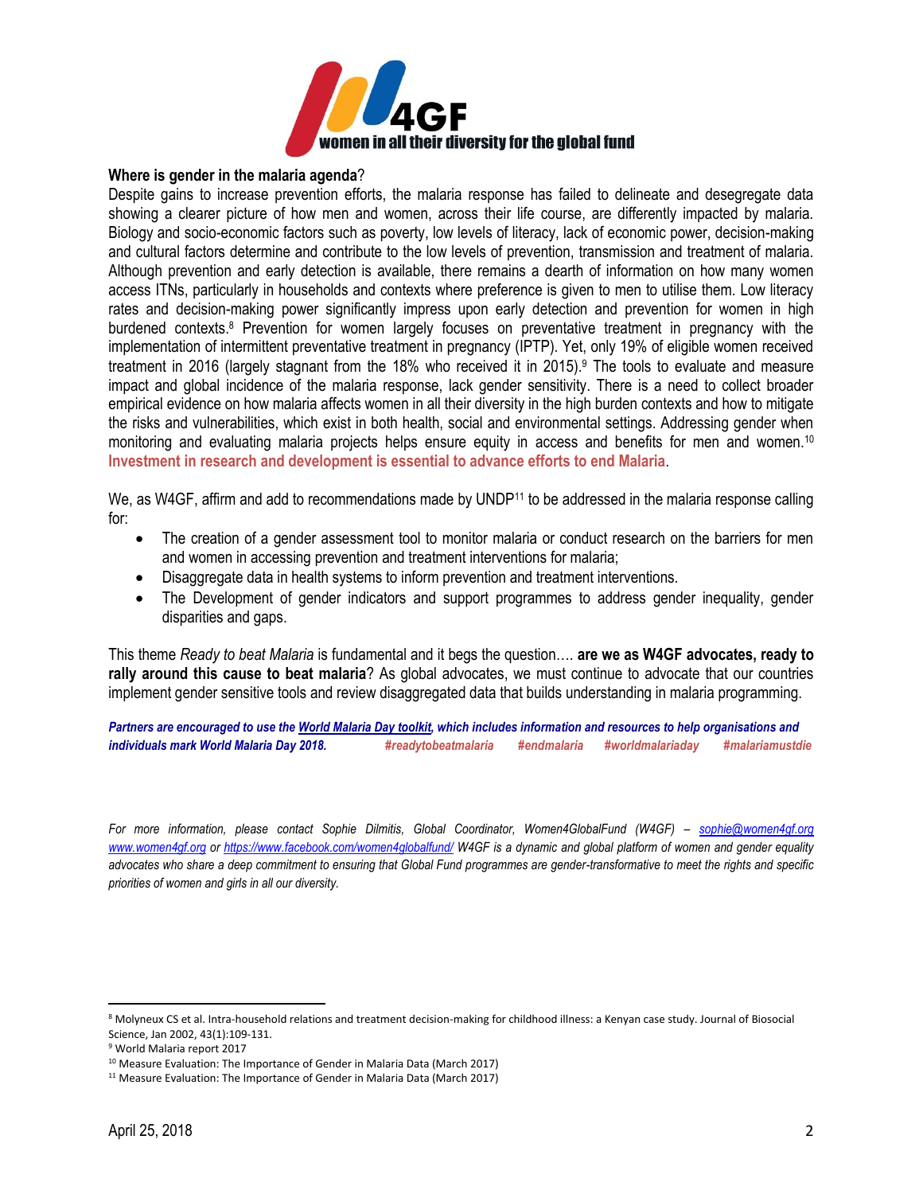**Where is gender in the malaria agenda**?

Despite gains to increase prevention efforts, the malaria response has failed to delineate and desegregate data showing a clearer picture of how men and women, across their life course, are differently impacted by malaria. Biology and socio-economic factors such as poverty, low levels of literacy, lack of economic power, decision-making and cultural factors determine and contribute to the low levels of prevention, transmission and treatment of malaria. Although prevention and early detection is available, there remains a dearth of information on how many women access ITNs, particularly in households and contexts where preference is given to men to utilise them. Low literacy rates and decision-making power significantly impress upon early detection and prevention for women in high burdened contexts.[8] Prevention for women largely focuses on preventative treatment in pregnancy with the implementation of intermittent preventative treatment in pregnancy (IPTP). Yet, only 19% of eligible women received treatment in 2016 (largely stagnant from the 18% who received it in 2015).[9] The tools to evaluate and measure impact and global incidence of the malaria response, lack gender sensitivity. There is a need to collect broader empirical evidence on how malaria affects women in all their diversity in the high burden contexts and how to mitigate the risks and vulnerabilities, which exist in both health, social and environmental settings. Addressing gender when monitoring and evaluating malaria projects helps ensure equity in access and benefits for men and women.[10] **Investment in research and development is essential to advance efforts to end Malaria**.

We, as W4GF, affirm and add to recommendations made by UNDP[11] to be addressed in the malaria response calling for:

- The creation of a gender assessment tool to monitor malaria or conduct research on the barriers for men and women in accessing prevention and treatment interventions for malaria;
- Disaggregate data in health systems to inform prevention and treatment interventions.
- The Development of gender indicators and support programmes to address gender inequality, gender disparities and gaps.

This theme *Ready to beat Malaria* is fundamental and it begs the question…. **are we as W4GF advocates, ready to rally around this cause to beat malaria**? As global advocates, we must continue to advocate that our countries implement gender sensitive tools and review disaggregated data that builds understanding in malaria programming.

***Partners are encouraged to use the World Malaria Day toolkit, which includes information and resources to help organisations and individuals mark World Malaria Day 2018.*** ***#readytobeatmalaria #endmalaria #worldmalariaday #malariamustdie***

*For more information, please contact Sophie Dilmitis, Global Coordinator, Women4GlobalFund (W4GF) – sophie@women4gf.org www.women4gf.org or https://www.facebook.com/women4globalfund/ W4GF is a dynamic and global platform of women and gender equality advocates who share a deep commitment to ensuring that Global Fund programmes are gender-transformative to meet the rights and specific priorities of women and girls in all our diversity.*

---

[8] Molyneux CS et al. Intra-household relations and treatment decision-making for childhood illness: a Kenyan case study. Journal of Biosocial Science, Jan 2002, 43(1):109-131.

[9] World Malaria report 2017

[10] Measure Evaluation: The Importance of Gender in Malaria Data (March 2017)

[11] Measure Evaluation: The Importance of Gender in Malaria Data (March 2017)

April 25, 2018